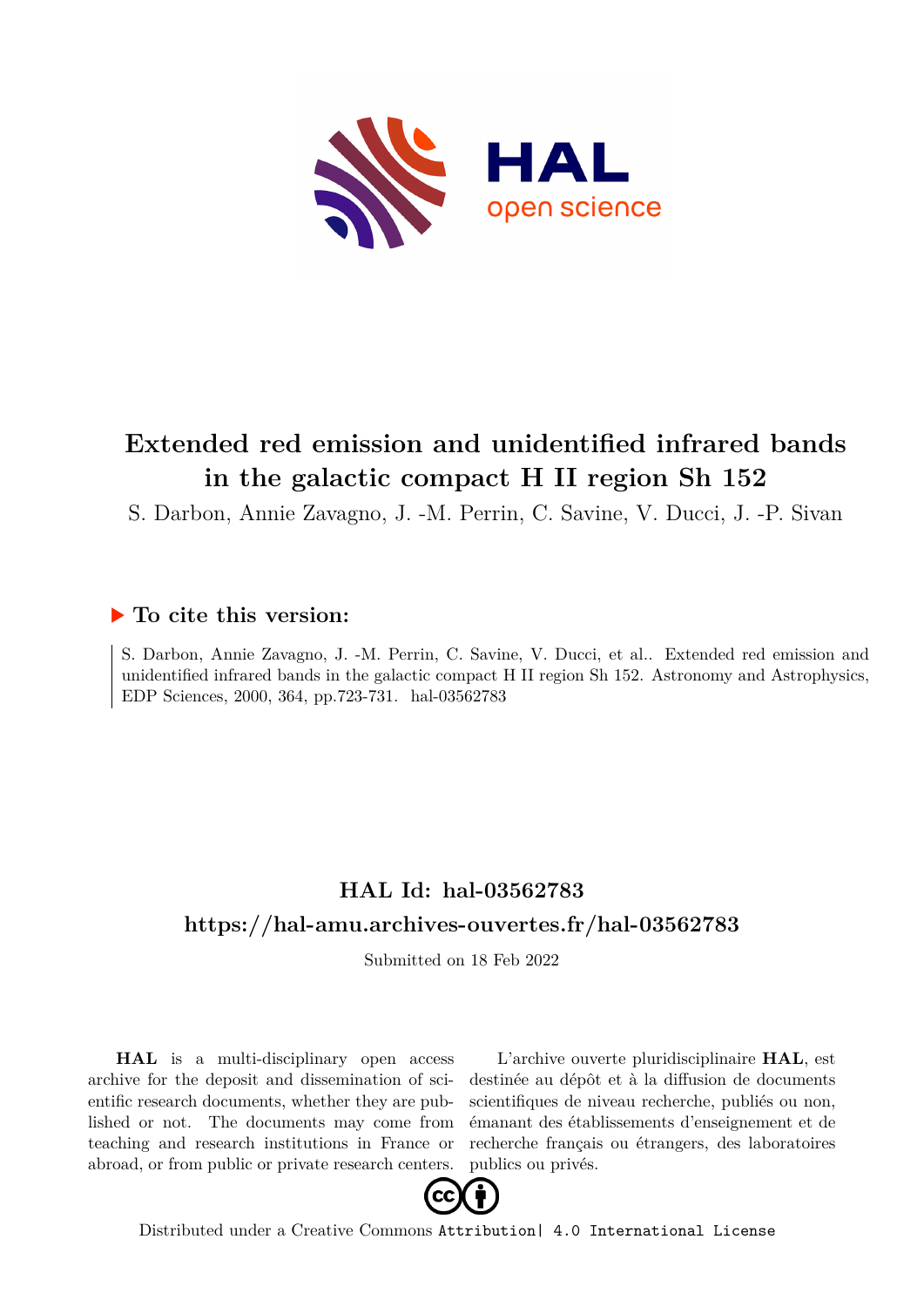# Extended red emission and unidentified infrared bands in the galactic compact H II region Sh 152

S. Darbon, Annie Zavagno, J. -M. Perrin, C. Savine, V. Ducci, J. -P. Sivan

## ▶ To cite this version:

S. Darbon, Annie Zavagno, J. -M. Perrin, C. Savine, V. Ducci, et al.. Extended red emission and unidentified infrared bands in the galactic compact H II region Sh 152. Astronomy and Astrophysics, EDP Sciences, 2000, 364, pp.723-731. hal-03562783

## HAL Id: hal-03562783

## https://hal-amu.archives-ouvertes.fr/hal-03562783

Submitted on 18 Feb 2022

**HAL** is a multi-disciplinary open access archive for the deposit and dissemination of scientific research documents, whether they are published or not. The documents may come from teaching and research institutions in France or abroad, or from public or private research centers.

L'archive ouverte pluridisciplinaire **HAL**, est destinée au dépôt et à la diffusion de documents scientifiques de niveau recherche, publiés ou non, émanant des établissements d'enseignement et de recherche français ou étrangers, des laboratoires publics ou privés.

Distributed under a Creative Commons Attribution| 4.0 International License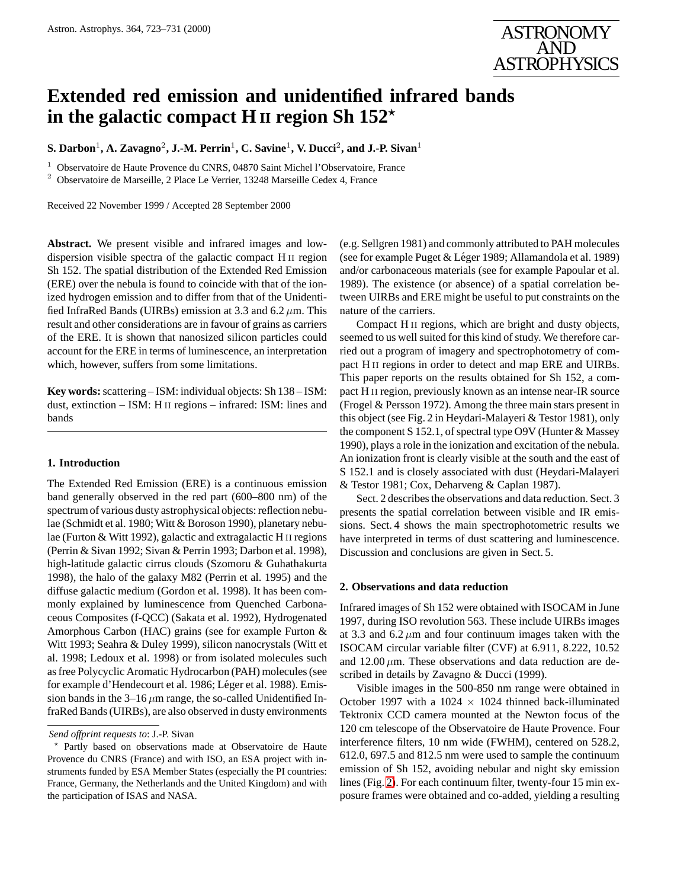# Extended red emission and unidentified infrared bands in the galactic compact H II region Sh 152*

**S. Darbon**[1], **A. Zavagno**[2], **J.-M. Perrin**[1], **C. Savine**[1], **V. Ducci**[2], **and J.-P. Sivan**[1]

[1] Observatoire de Haute Provence du CNRS, 04870 Saint Michel l'Observatoire, France

[2] Observatoire de Marseille, 2 Place Le Verrier, 13248 Marseille Cedex 4, France

Received 22 November 1999 / Accepted 28 September 2000

**Abstract.** We present visible and infrared images and low-dispersion visible spectra of the galactic compact H II region Sh 152. The spatial distribution of the Extended Red Emission (ERE) over the nebula is found to coincide with that of the ionized hydrogen emission and to differ from that of the Unidentified InfraRed Bands (UIRBs) emission at 3.3 and 6.2 $\mu$m. This result and other considerations are in favour of grains as carriers of the ERE. It is shown that nanosized silicon particles could account for the ERE in terms of luminescence, an interpretation which, however, suffers from some limitations.

**Key words:** scattering – ISM: individual objects: Sh 138 – ISM: dust, extinction – ISM: H II regions – infrared: ISM: lines and bands

## 1. Introduction

The Extended Red Emission (ERE) is a continuous emission band generally observed in the red part (600–800 nm) of the spectrum of various dusty astrophysical objects: reflection nebulae (Schmidt et al. 1980; Witt & Boroson 1990), planetary nebulae (Furton & Witt 1992), galactic and extragalactic H II regions (Perrin & Sivan 1992; Sivan & Perrin 1993; Darbon et al. 1998), high-latitude galactic cirrus clouds (Szomoru & Guhathakurta 1998), the halo of the galaxy M82 (Perrin et al. 1995) and the diffuse galactic medium (Gordon et al. 1998). It has been commonly explained by luminescence from Quenched Carbonaceous Composites (f-QCC) (Sakata et al. 1992), Hydrogenated Amorphous Carbon (HAC) grains (see for example Furton & Witt 1993; Seahra & Duley 1999), silicon nanocrystals (Witt et al. 1998; Ledoux et al. 1998) or from isolated molecules such as free Polycyclic Aromatic Hydrocarbon (PAH) molecules (see for example d'Hendecourt et al. 1986; Léger et al. 1988). Emission bands in the 3–16 $\mu$m range, the so-called Unidentified InfraRed Bands (UIRBs), are also observed in dusty environments (e.g. Sellgren 1981) and commonly attributed to PAH molecules (see for example Puget & Léger 1989; Allamandola et al. 1989) and/or carbonaceous materials (see for example Papoular et al. 1989). The existence (or absence) of a spatial correlation between UIRBs and ERE might be useful to put constraints on the nature of the carriers.

Compact H II regions, which are bright and dusty objects, seemed to us well suited for this kind of study. We therefore carried out a program of imagery and spectrophotometry of compact H II regions in order to detect and map ERE and UIRBs. This paper reports on the results obtained for Sh 152, a compact H II region, previously known as an intense near-IR source (Frogel & Persson 1972). Among the three main stars present in this object (see Fig. 2 in Heydari-Malayeri & Testor 1981), only the component S 152.1, of spectral type O9V (Hunter & Massey 1990), plays a role in the ionization and excitation of the nebula. An ionization front is clearly visible at the south and the east of S 152.1 and is closely associated with dust (Heydari-Malayeri & Testor 1981; Cox, Deharveng & Caplan 1987).

Sect. 2 describes the observations and data reduction. Sect. 3 presents the spatial correlation between visible and IR emissions. Sect. 4 shows the main spectrophotometric results we have interpreted in terms of dust scattering and luminescence. Discussion and conclusions are given in Sect. 5.

## 2. Observations and data reduction

Infrared images of Sh 152 were obtained with ISOCAM in June 1997, during ISO revolution 563. These include UIRBs images at 3.3 and 6.2 $\mu$m and four continuum images taken with the ISOCAM circular variable filter (CVF) at 6.911, 8.222, 10.52 and 12.00 $\mu$m. These observations and data reduction are described in details by Zavagno & Ducci (1999).

Visible images in the 500-850 nm range were obtained in October 1997 with a 1024 $\times$ 1024 thinned back-illuminated Tektronix CCD camera mounted at the Newton focus of the 120 cm telescope of the Observatoire de Haute Provence. Four interference filters, 10 nm wide (FWHM), centered on 528.2, 612.0, 697.5 and 812.5 nm were used to sample the continuum emission of Sh 152, avoiding nebular and night sky emission lines (Fig. 2). For each continuum filter, twenty-four 15 min exposure frames were obtained and co-added, yielding a resulting

*Send offprint requests to*: J.-P. Sivan

* Partly based on observations made at Observatoire de Haute Provence du CNRS (France) and with ISO, an ESA project with instruments funded by ESA Member States (especially the PI countries: France, Germany, the Netherlands and the United Kingdom) and with the participation of ISAS and NASA.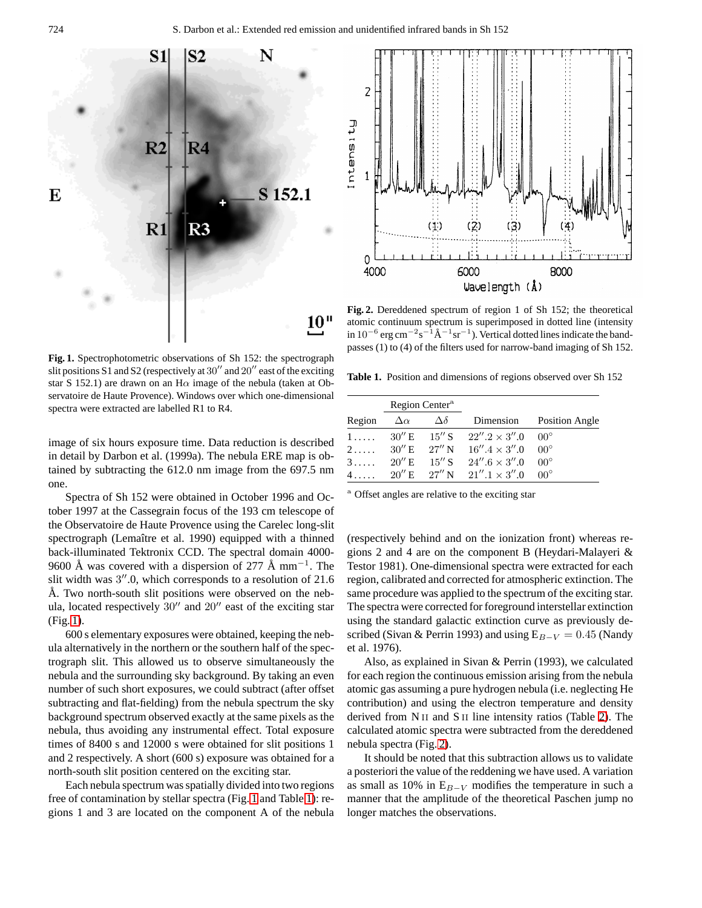Fig. 1. Spectrophotometric observations of Sh 152: the spectrograph slit positions S1 and S2 (respectively at $30''$ and $20''$ east of the exciting star S 152.1) are drawn on an H$\alpha$ image of the nebula (taken at Observatoire de Haute Provence). Windows over which one-dimensional spectra were extracted are labelled R1 to R4.

image of six hours exposure time. Data reduction is described in detail by Darbon et al. (1999a). The nebula ERE map is obtained by subtracting the 612.0 nm image from the 697.5 nm one.

Spectra of Sh 152 were obtained in October 1996 and October 1997 at the Cassegrain focus of the 193 cm telescope of the Observatoire de Haute Provence using the Carelec long-slit spectrograph (Lemaître et al. 1990) equipped with a thinned back-illuminated Tektronix CCD. The spectral domain 4000-9600 Å was covered with a dispersion of 277 Å mm$^{-1}$. The slit width was $3''.0$, which corresponds to a resolution of 21.6 Å. Two north-south slit positions were observed on the nebula, located respectively $30''$ and $20''$ east of the exciting star (Fig. 1).

600 s elementary exposures were obtained, keeping the nebula alternatively in the northern or the southern half of the spectrograph slit. This allowed us to observe simultaneously the nebula and the surrounding sky background. By taking an even number of such short exposures, we could subtract (after offset subtracting and flat-fielding) from the nebula spectrum the sky background spectrum observed exactly at the same pixels as the nebula, thus avoiding any instrumental effect. Total exposure times of 8400 s and 12000 s were obtained for slit positions 1 and 2 respectively. A short (600 s) exposure was obtained for a north-south slit position centered on the exciting star.

Each nebula spectrum was spatially divided into two regions free of contamination by stellar spectra (Fig. 1 and Table 1): regions 1 and 3 are located on the component A of the nebula (respectively behind and on the ionization front) whereas regions 2 and 4 are on the component B (Heydari-Malayeri & Testor 1981). One-dimensional spectra were extracted for each region, calibrated and corrected for atmospheric extinction. The same procedure was applied to the spectrum of the exciting star. The spectra were corrected for foreground interstellar extinction using the standard galactic extinction curve as previously described (Sivan & Perrin 1993) and using $E_{B-V} = 0.45$ (Nandy et al. 1976).

Also, as explained in Sivan & Perrin (1993), we calculated for each region the continuous emission arising from the nebula atomic gas assuming a pure hydrogen nebula (i.e. neglecting He contribution) and using the electron temperature and density derived from N II and S II line intensity ratios (Table 2). The calculated atomic spectra were subtracted from the dereddened nebula spectra (Fig. 2).

It should be noted that this subtraction allows us to validate a posteriori the value of the reddening we have used. A variation as small as 10% in $E_{B-V}$ modifies the temperature in such a manner that the amplitude of the theoretical Paschen jump no longer matches the observations.

Fig. 2. Dereddened spectrum of region 1 of Sh 152; the theoretical atomic continuum spectrum is superimposed in dotted line (intensity in $10^{-6}$ erg cm$^{-2}$s$^{-1}$Å$^{-1}$sr$^{-1}$). Vertical dotted lines indicate the bandpasses (1) to (4) of the filters used for narrow-band imaging of Sh 152.

Table 1. Position and dimensions of regions observed over Sh 152

| | Region Center[a] | | | |
|---|---|---|---|---|
| Region | $\Delta\alpha$ | $\Delta\delta$ | Dimension | Position Angle |
| 1..... | $30''$ E | $15''$ S | $22''.2 \times 3''.0$ | $00°$ |
| 2..... | $30''$ E | $27''$ N | $16''.4 \times 3''.0$ | $00°$ |
| 3..... | $20''$ E | $15''$ S | $24''.6 \times 3''.0$ | $00°$ |
| 4..... | $20''$ E | $27''$ N | $21''.1 \times 3''.0$ | $00°$ |

[a] Offset angles are relative to the exciting star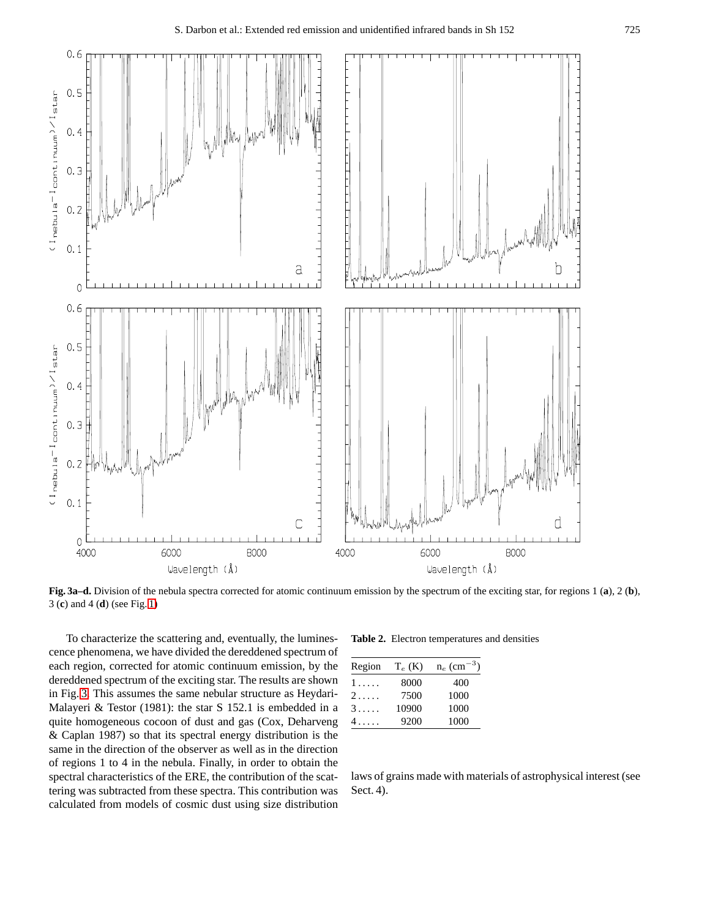**Fig. 3a–d.** Division of the nebula spectra corrected for atomic continuum emission by the spectrum of the exciting star, for regions 1 (**a**), 2 (**b**), 3 (**c**) and 4 (**d**) (see Fig. 1)

To characterize the scattering and, eventually, the luminescence phenomena, we have divided the dereddened spectrum of each region, corrected for atomic continuum emission, by the dereddened spectrum of the exciting star. The results are shown in Fig. 3. This assumes the same nebular structure as Heydari-Malayeri & Testor (1981): the star S 152.1 is embedded in a quite homogeneous cocoon of dust and gas (Cox, Deharveng & Caplan 1987) so that its spectral energy distribution is the same in the direction of the observer as well as in the direction of regions 1 to 4 in the nebula. Finally, in order to obtain the spectral characteristics of the ERE, the contribution of the scattering was subtracted from these spectra. This contribution was calculated from models of cosmic dust using size distribution laws of grains made with materials of astrophysical interest (see Sect. 4).

**Table 2.** Electron temperatures and densities

| Region | $T_e$ (K) | $n_e$ ($cm^{-3}$) |
|---|---|---|
| 1 . . . . . | 8000 | 400 |
| 2 . . . . . | 7500 | 1000 |
| 3 . . . . . | 10900 | 1000 |
| 4 . . . . . | 9200 | 1000 |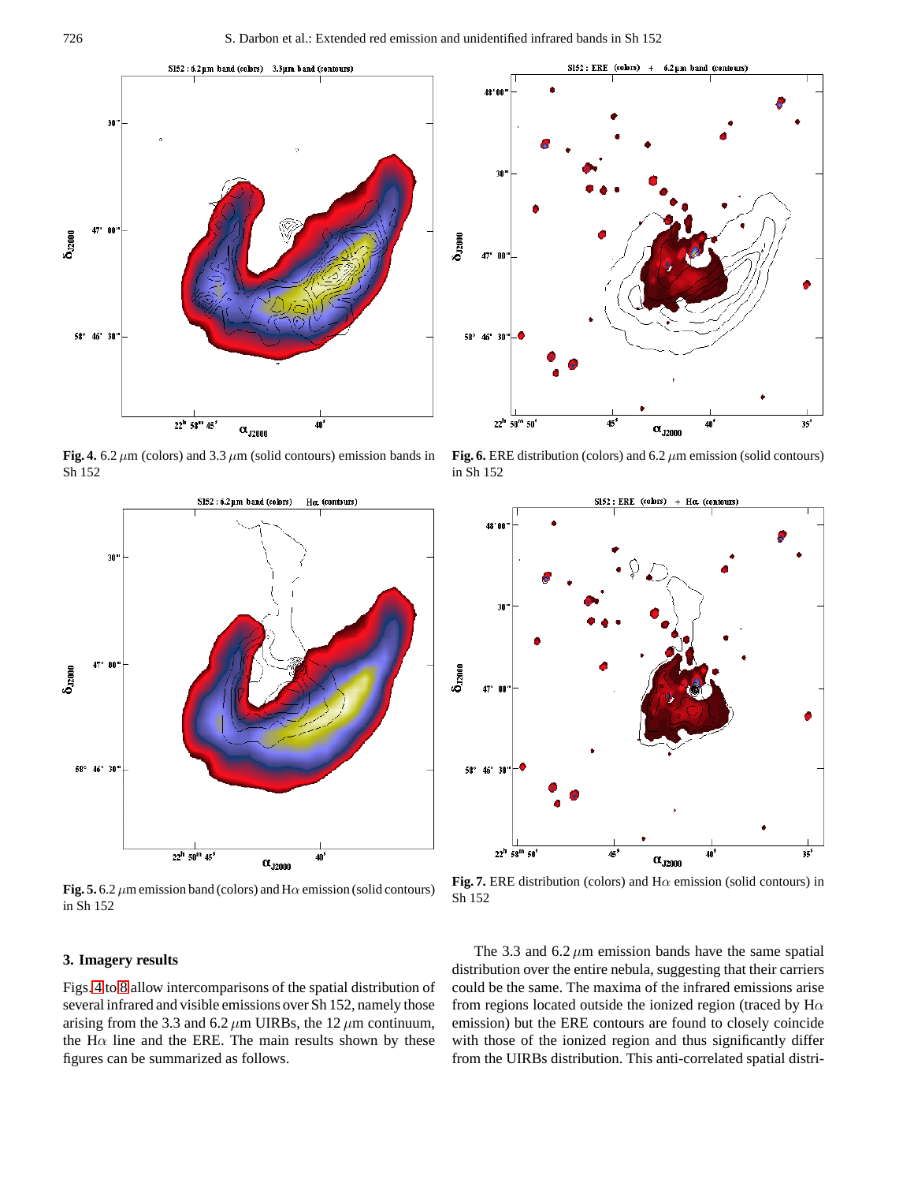**Fig. 4.** 6.2 $\mu$m (colors) and 3.3 $\mu$m (solid contours) emission bands in Sh 152

**Fig. 6.** ERE distribution (colors) and 6.2 $\mu$m emission (solid contours) in Sh 152

**Fig. 5.** 6.2 $\mu$m emission band (colors) and H$\alpha$ emission (solid contours) in Sh 152

**Fig. 7.** ERE distribution (colors) and H$\alpha$ emission (solid contours) in Sh 152

## 3. Imagery results

Figs. 4 to 8 allow intercomparisons of the spatial distribution of several infrared and visible emissions over Sh 152, namely those arising from the 3.3 and 6.2 $\mu$m UIRBs, the 12 $\mu$m continuum, the H$\alpha$ line and the ERE. The main results shown by these figures can be summarized as follows.

The 3.3 and 6.2 $\mu$m emission bands have the same spatial distribution over the entire nebula, suggesting that their carriers could be the same. The maxima of the infrared emissions arise from regions located outside the ionized region (traced by H$\alpha$ emission) but the ERE contours are found to closely coincide with those of the ionized region and thus significantly differ from the UIRBs distribution. This anti-correlated spatial distri-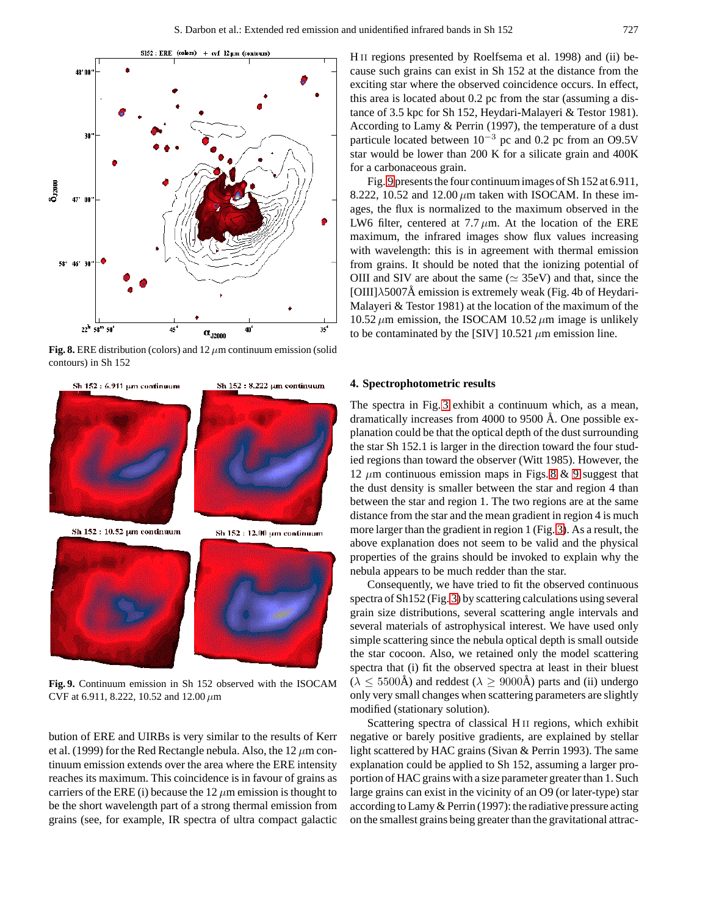**Fig. 8.** ERE distribution (colors) and 12 $\mu$m continuum emission (solid contours) in Sh 152

**Fig. 9.** Continuum emission in Sh 152 observed with the ISOCAM CVF at 6.911, 8.222, 10.52 and 12.00 $\mu$m

bution of ERE and UIRBs is very similar to the results of Kerr et al. (1999) for the Red Rectangle nebula. Also, the 12 $\mu$m continuum emission extends over the area where the ERE intensity reaches its maximum. This coincidence is in favour of grains as carriers of the ERE (i) because the 12 $\mu$m emission is thought to be the short wavelength part of a strong thermal emission from grains (see, for example, IR spectra of ultra compact galactic H II regions presented by Roelfsema et al. 1998) and (ii) because such grains can exist in Sh 152 at the distance from the exciting star where the observed coincidence occurs. In effect, this area is located about 0.2 pc from the star (assuming a distance of 3.5 kpc for Sh 152, Heydari-Malayeri & Testor 1981). According to Lamy & Perrin (1997), the temperature of a dust particule located between $10^{-3}$ pc and 0.2 pc from an O9.5V star would be lower than 200 K for a silicate grain and 400K for a carbonaceous grain.

Fig. 9 presents the four continuum images of Sh 152 at 6.911, 8.222, 10.52 and 12.00 $\mu$m taken with ISOCAM. In these images, the flux is normalized to the maximum observed in the LW6 filter, centered at 7.7 $\mu$m. At the location of the ERE maximum, the infrared images show flux values increasing with wavelength: this is in agreement with thermal emission from grains. It should be noted that the ionizing potential of OIII and SIV are about the same ($\simeq$ 35eV) and that, since the [OIII]$\lambda$5007Å emission is extremely weak (Fig. 4b of Heydari-Malayeri & Testor 1981) at the location of the maximum of the 10.52 $\mu$m emission, the ISOCAM 10.52 $\mu$m image is unlikely to be contaminated by the [SIV] 10.521 $\mu$m emission line.

## 4. Spectrophotometric results

The spectra in Fig. 3 exhibit a continuum which, as a mean, dramatically increases from 4000 to 9500 Å. One possible explanation could be that the optical depth of the dust surrounding the star Sh 152.1 is larger in the direction toward the four studied regions than toward the observer (Witt 1985). However, the 12 $\mu$m continuous emission maps in Figs. 8 & 9 suggest that the dust density is smaller between the star and region 4 than between the star and region 1. The two regions are at the same distance from the star and the mean gradient in region 4 is much more larger than the gradient in region 1 (Fig. 3). As a result, the above explanation does not seem to be valid and the physical properties of the grains should be invoked to explain why the nebula appears to be much redder than the star.

Consequently, we have tried to fit the observed continuous spectra of Sh152 (Fig. 3) by scattering calculations using several grain size distributions, several scattering angle intervals and several materials of astrophysical interest. We have used only simple scattering since the nebula optical depth is small outside the star cocoon. Also, we retained only the model scattering spectra that (i) fit the observed spectra at least in their bluest ($\lambda \leq 5500$Å) and reddest ($\lambda \geq 9000$Å) parts and (ii) undergo only very small changes when scattering parameters are slightly modified (stationary solution).

Scattering spectra of classical H II regions, which exhibit negative or barely positive gradients, are explained by stellar light scattered by HAC grains (Sivan & Perrin 1993). The same explanation could be applied to Sh 152, assuming a larger proportion of HAC grains with a size parameter greater than 1. Such large grains can exist in the vicinity of an O9 (or later-type) star according to Lamy & Perrin (1997): the radiative pressure acting on the smallest grains being greater than the gravitational attrac-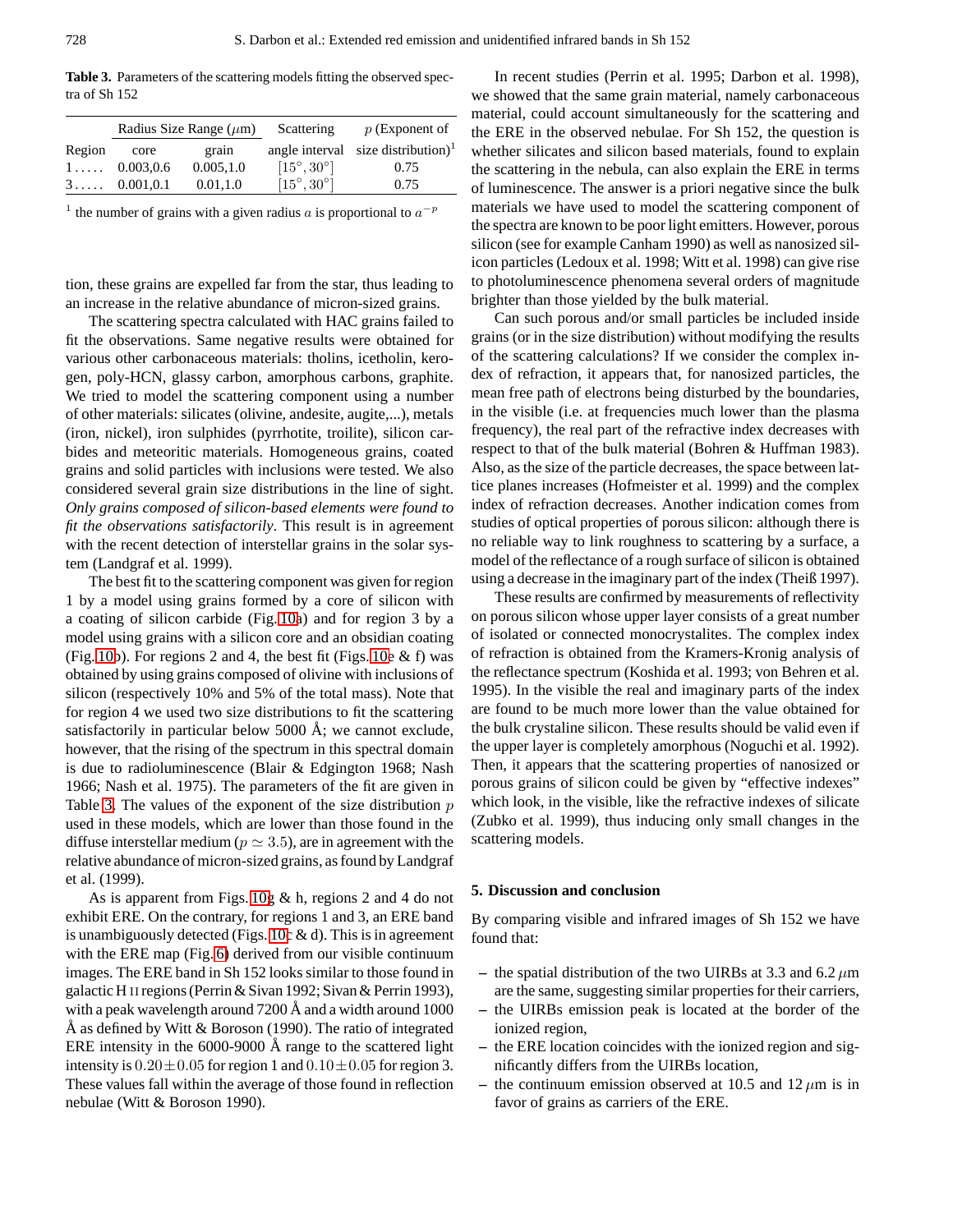**Table 3.** Parameters of the scattering models fitting the observed spectra of Sh 152

| | Radius Size Range ($\mu$m) | | Scattering | $p$ (Exponent of |
|---|---|---|---|---|
| Region | core | grain | angle interval | size distribution)[1] |
| 1 ..... | 0.003,0.6 | 0.005,1.0 | $[15°, 30°]$ | 0.75 |
| 3 ..... | 0.001,0.1 | 0.01,1.0 | $[15°, 30°]$ | 0.75 |

[1] the number of grains with a given radius $a$ is proportional to $a^{-p}$

tion, these grains are expelled far from the star, thus leading to an increase in the relative abundance of micron-sized grains.

The scattering spectra calculated with HAC grains failed to fit the observations. Same negative results were obtained for various other carbonaceous materials: tholins, icetholin, kerogen, poly-HCN, glassy carbon, amorphous carbons, graphite. We tried to model the scattering component using a number of other materials: silicates (olivine, andesite, augite,...), metals (iron, nickel), iron sulphides (pyrrhotite, troilite), silicon carbides and meteoritic materials. Homogeneous grains, coated grains and solid particles with inclusions were tested. We also considered several grain size distributions in the line of sight. *Only grains composed of silicon-based elements were found to fit the observations satisfactorily*. This result is in agreement with the recent detection of interstellar grains in the solar system (Landgraf et al. 1999).

The best fit to the scattering component was given for region 1 by a model using grains formed by a core of silicon with a coating of silicon carbide (Fig. 10a) and for region 3 by a model using grains with a silicon core and an obsidian coating (Fig. 10b). For regions 2 and 4, the best fit (Figs. 10e & f) was obtained by using grains composed of olivine with inclusions of silicon (respectively 10% and 5% of the total mass). Note that for region 4 we used two size distributions to fit the scattering satisfactorily in particular below 5000 Å; we cannot exclude, however, that the rising of the spectrum in this spectral domain is due to radioluminescence (Blair & Edgington 1968; Nash 1966; Nash et al. 1975). The parameters of the fit are given in Table 3. The values of the exponent of the size distribution $p$ used in these models, which are lower than those found in the diffuse interstellar medium ($p \simeq 3.5$), are in agreement with the relative abundance of micron-sized grains, as found by Landgraf et al. (1999).

As is apparent from Figs. 10g & h, regions 2 and 4 do not exhibit ERE. On the contrary, for regions 1 and 3, an ERE band is unambiguously detected (Figs. 10c & d). This is in agreement with the ERE map (Fig. 6) derived from our visible continuum images. The ERE band in Sh 152 looks similar to those found in galactic H II regions (Perrin & Sivan 1992; Sivan & Perrin 1993), with a peak wavelength around 7200 Å and a width around 1000 Å as defined by Witt & Boroson (1990). The ratio of integrated ERE intensity in the 6000-9000 Å range to the scattered light intensity is $0.20 \pm 0.05$ for region 1 and $0.10 \pm 0.05$ for region 3. These values fall within the average of those found in reflection nebulae (Witt & Boroson 1990).

In recent studies (Perrin et al. 1995; Darbon et al. 1998), we showed that the same grain material, namely carbonaceous material, could account simultaneously for the scattering and the ERE in the observed nebulae. For Sh 152, the question is whether silicates and silicon based materials, found to explain the scattering in the nebula, can also explain the ERE in terms of luminescence. The answer is a priori negative since the bulk materials we have used to model the scattering component of the spectra are known to be poor light emitters. However, porous silicon (see for example Canham 1990) as well as nanosized silicon particles (Ledoux et al. 1998; Witt et al. 1998) can give rise to photoluminescence phenomena several orders of magnitude brighter than those yielded by the bulk material.

Can such porous and/or small particles be included inside grains (or in the size distribution) without modifying the results of the scattering calculations? If we consider the complex index of refraction, it appears that, for nanosized particles, the mean free path of electrons being disturbed by the boundaries, in the visible (i.e. at frequencies much lower than the plasma frequency), the real part of the refractive index decreases with respect to that of the bulk material (Bohren & Huffman 1983). Also, as the size of the particle decreases, the space between lattice planes increases (Hofmeister et al. 1999) and the complex index of refraction decreases. Another indication comes from studies of optical properties of porous silicon: although there is no reliable way to link roughness to scattering by a surface, a model of the reflectance of a rough surface of silicon is obtained using a decrease in the imaginary part of the index (Theiß 1997).

These results are confirmed by measurements of reflectivity on porous silicon whose upper layer consists of a great number of isolated or connected monocrystalites. The complex index of refraction is obtained from the Kramers-Kronig analysis of the reflectance spectrum (Koshida et al. 1993; von Behren et al. 1995). In the visible the real and imaginary parts of the index are found to be much more lower than the value obtained for the bulk crystaline silicon. These results should be valid even if the upper layer is completely amorphous (Noguchi et al. 1992). Then, it appears that the scattering properties of nanosized or porous grains of silicon could be given by "effective indexes" which look, in the visible, like the refractive indexes of silicate (Zubko et al. 1999), thus inducing only small changes in the scattering models.

## 5. Discussion and conclusion

By comparing visible and infrared images of Sh 152 we have found that:

- the spatial distribution of the two UIRBs at 3.3 and 6.2 $\mu$m are the same, suggesting similar properties for their carriers,
- the UIRBs emission peak is located at the border of the ionized region,
- the ERE location coincides with the ionized region and significantly differs from the UIRBs location,
- the continuum emission observed at 10.5 and 12 $\mu$m is in favor of grains as carriers of the ERE.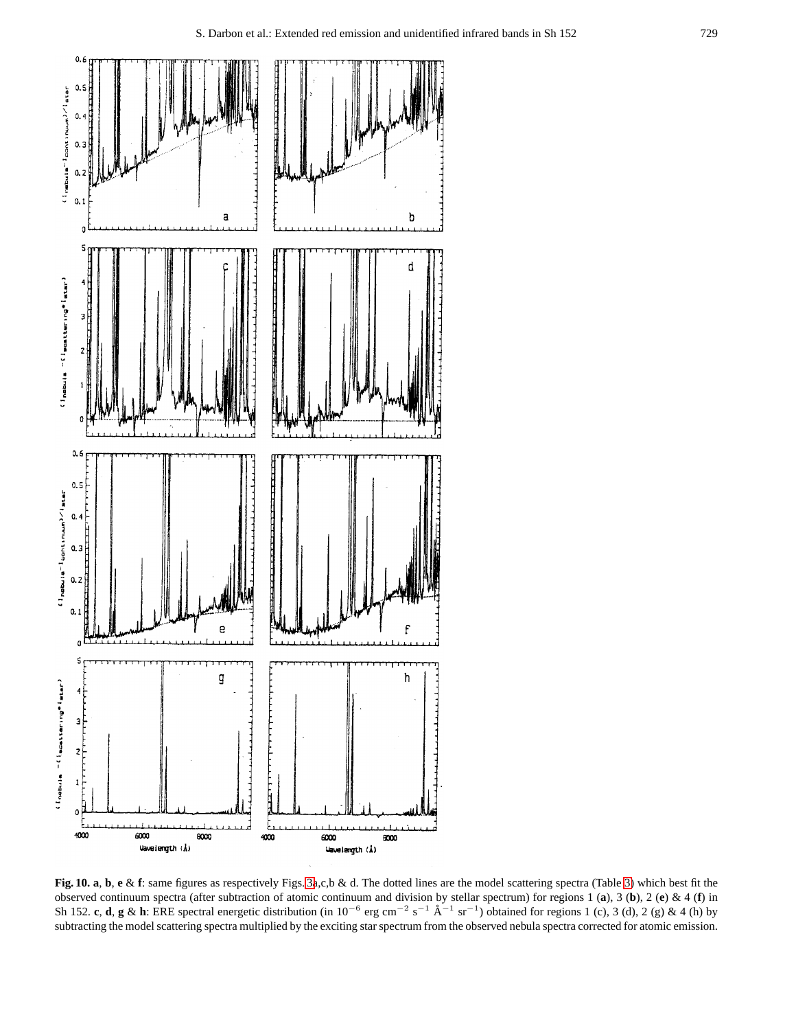**Fig. 10. a**, **b**, **e** & **f**: same figures as respectively Figs. 3a,c,b & d. The dotted lines are the model scattering spectra (Table 3) which best fit the observed continuum spectra (after subtraction of atomic continuum and division by stellar spectrum) for regions 1 (**a**), 3 (**b**), 2 (**e**) & 4 (**f**) in Sh 152. **c**, **d**, **g** & **h**: ERE spectral energetic distribution (in $10^{-6}$ erg cm$^{-2}$ s$^{-1}$ Å$^{-1}$ sr$^{-1}$) obtained for regions 1 (c), 3 (d), 2 (g) & 4 (h) by subtracting the model scattering spectra multiplied by the exciting star spectrum from the observed nebula spectra corrected for atomic emission.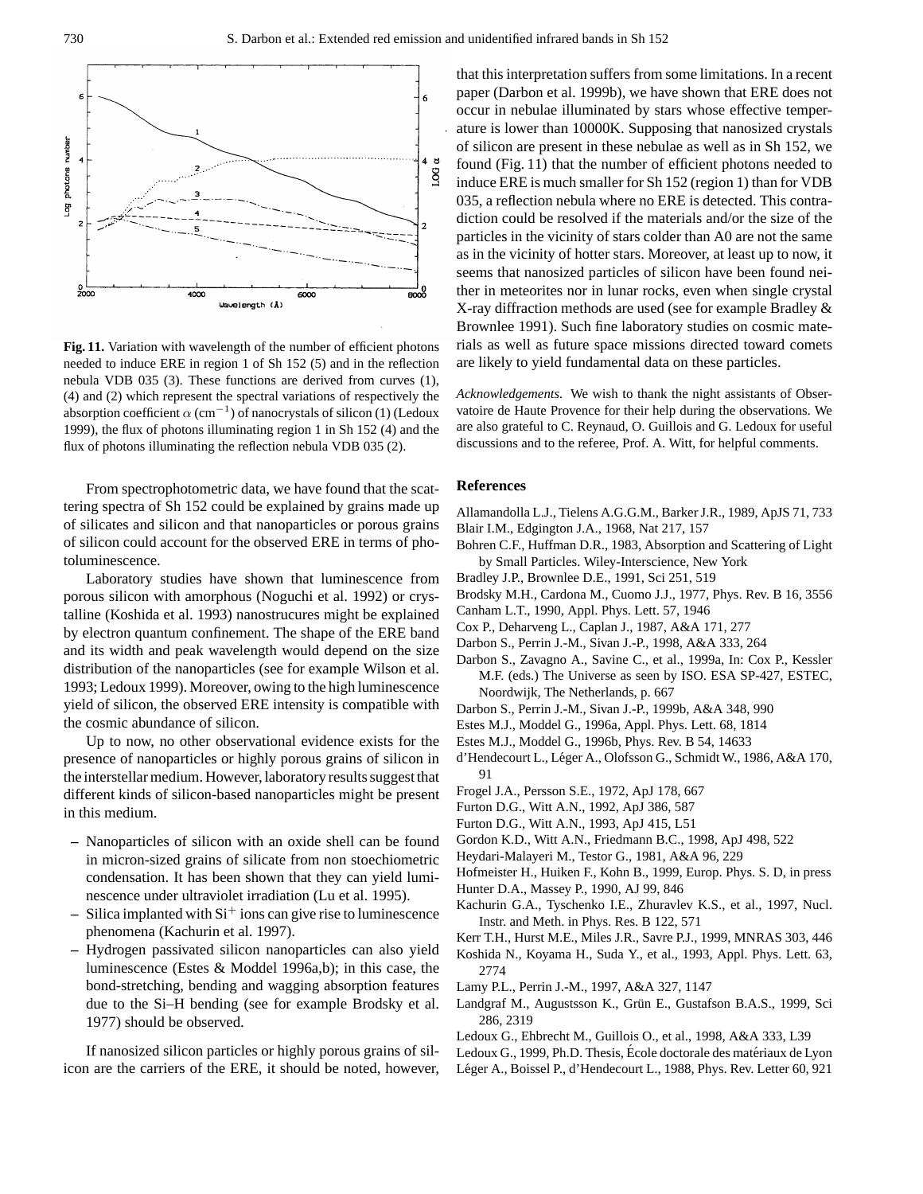**Fig. 11.** Variation with wavelength of the number of efficient photons needed to induce ERE in region 1 of Sh 152 (5) and in the reflection nebula VDB 035 (3). These functions are derived from curves (1), (4) and (2) which represent the spectral variations of respectively the absorption coefficient $\alpha$ ($\mathrm{cm}^{-1}$) of nanocrystals of silicon (1) (Ledoux 1999), the flux of photons illuminating region 1 in Sh 152 (4) and the flux of photons illuminating the reflection nebula VDB 035 (2).

From spectrophotometric data, we have found that the scattering spectra of Sh 152 could be explained by grains made up of silicates and silicon and that nanoparticles or porous grains of silicon could account for the observed ERE in terms of photoluminescence.

Laboratory studies have shown that luminescence from porous silicon with amorphous (Noguchi et al. 1992) or crystalline (Koshida et al. 1993) nanostrucures might be explained by electron quantum confinement. The shape of the ERE band and its width and peak wavelength would depend on the size distribution of the nanoparticles (see for example Wilson et al. 1993; Ledoux 1999). Moreover, owing to the high luminescence yield of silicon, the observed ERE intensity is compatible with the cosmic abundance of silicon.

Up to now, no other observational evidence exists for the presence of nanoparticles or highly porous grains of silicon in the interstellar medium. However, laboratory results suggest that different kinds of silicon-based nanoparticles might be present in this medium.

- Nanoparticles of silicon with an oxide shell can be found in micron-sized grains of silicate from non stoechiometric condensation. It has been shown that they can yield luminescence under ultraviolet irradiation (Lu et al. 1995).
- Silica implanted with $\mathrm{Si}^{+}$ ions can give rise to luminescence phenomena (Kachurin et al. 1997).
- Hydrogen passivated silicon nanoparticles can also yield luminescence (Estes & Moddel 1996a,b); in this case, the bond-stretching, bending and wagging absorption features due to the Si–H bending (see for example Brodsky et al. 1977) should be observed.

If nanosized silicon particles or highly porous grains of silicon are the carriers of the ERE, it should be noted, however, that this interpretation suffers from some limitations. In a recent paper (Darbon et al. 1999b), we have shown that ERE does not occur in nebulae illuminated by stars whose effective temperature is lower than 10000K. Supposing that nanosized crystals of silicon are present in these nebulae as well as in Sh 152, we found (Fig. 11) that the number of efficient photons needed to induce ERE is much smaller for Sh 152 (region 1) than for VDB 035, a reflection nebula where no ERE is detected. This contradiction could be resolved if the materials and/or the size of the particles in the vicinity of stars colder than A0 are not the same as in the vicinity of hotter stars. Moreover, at least up to now, it seems that nanosized particles of silicon have been found neither in meteorites nor in lunar rocks, even when single crystal X-ray diffraction methods are used (see for example Bradley & Brownlee 1991). Such fine laboratory studies on cosmic materials as well as future space missions directed toward comets are likely to yield fundamental data on these particles.

*Acknowledgements.* We wish to thank the night assistants of Observatoire de Haute Provence for their help during the observations. We are also grateful to C. Reynaud, O. Guillois and G. Ledoux for useful discussions and to the referee, Prof. A. Witt, for helpful comments.

## References

Allamandolla L.J., Tielens A.G.G.M., Barker J.R., 1989, ApJS 71, 733
Blair I.M., Edgington J.A., 1968, Nat 217, 157
Bohren C.F., Huffman D.R., 1983, Absorption and Scattering of Light by Small Particles. Wiley-Interscience, New York
Bradley J.P., Brownlee D.E., 1991, Sci 251, 519
Brodsky M.H., Cardona M., Cuomo J.J., 1977, Phys. Rev. B 16, 3556
Canham L.T., 1990, Appl. Phys. Lett. 57, 1946
Cox P., Deharveng L., Caplan J., 1987, A&A 171, 277
Darbon S., Perrin J.-M., Sivan J.-P., 1998, A&A 333, 264
Darbon S., Zavagno A., Savine C., et al., 1999a, In: Cox P., Kessler M.F. (eds.) The Universe as seen by ISO. ESA SP-427, ESTEC, Noordwijk, The Netherlands, p. 667
Darbon S., Perrin J.-M., Sivan J.-P., 1999b, A&A 348, 990
Estes M.J., Moddel G., 1996a, Appl. Phys. Lett. 68, 1814
Estes M.J., Moddel G., 1996b, Phys. Rev. B 54, 14633
d'Hendecourt L., Léger A., Olofsson G., Schmidt W., 1986, A&A 170, 91
Frogel J.A., Persson S.E., 1972, ApJ 178, 667
Furton D.G., Witt A.N., 1992, ApJ 386, 587
Furton D.G., Witt A.N., 1993, ApJ 415, L51
Gordon K.D., Witt A.N., Friedmann B.C., 1998, ApJ 498, 522
Heydari-Malayeri M., Testor G., 1981, A&A 96, 229
Hofmeister H., Huiken F., Kohn B., 1999, Europ. Phys. S. D, in press
Hunter D.A., Massey P., 1990, AJ 99, 846
Kachurin G.A., Tyschenko I.E., Zhuravlev K.S., et al., 1997, Nucl. Instr. and Meth. in Phys. Res. B 122, 571
Kerr T.H., Hurst M.E., Miles J.R., Savre P.J., 1999, MNRAS 303, 446
Koshida N., Koyama H., Suda Y., et al., 1993, Appl. Phys. Lett. 63, 2774
Lamy P.L., Perrin J.-M., 1997, A&A 327, 1147
Landgraf M., Augustsson K., Grün E., Gustafson B.A.S., 1999, Sci 286, 2319
Ledoux G., Ehbrecht M., Guillois O., et al., 1998, A&A 333, L39
Ledoux G., 1999, Ph.D. Thesis, École doctorale des matériaux de Lyon
Léger A., Boissel P., d'Hendecourt L., 1988, Phys. Rev. Letter 60, 921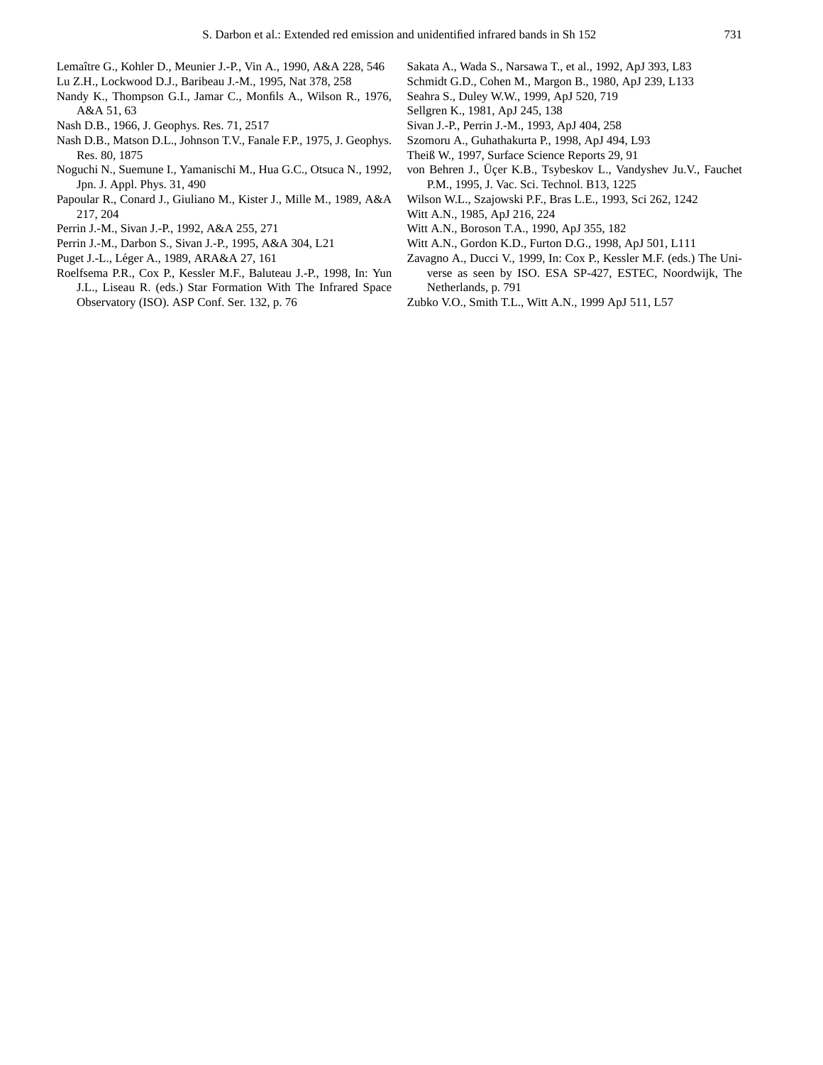Lemaître G., Kohler D., Meunier J.-P., Vin A., 1990, A&A 228, 546

Lu Z.H., Lockwood D.J., Baribeau J.-M., 1995, Nat 378, 258

Nandy K., Thompson G.I., Jamar C., Monfils A., Wilson R., 1976, A&A 51, 63

Nash D.B., 1966, J. Geophys. Res. 71, 2517

Nash D.B., Matson D.L., Johnson T.V., Fanale F.P., 1975, J. Geophys. Res. 80, 1875

Noguchi N., Suemune I., Yamanischi M., Hua G.C., Otsuca N., 1992, Jpn. J. Appl. Phys. 31, 490

Papoular R., Conard J., Giuliano M., Kister J., Mille M., 1989, A&A 217, 204

Perrin J.-M., Sivan J.-P., 1992, A&A 255, 271

Perrin J.-M., Darbon S., Sivan J.-P., 1995, A&A 304, L21

Puget J.-L., Léger A., 1989, ARA&A 27, 161

Roelfsema P.R., Cox P., Kessler M.F., Baluteau J.-P., 1998, In: Yun J.L., Liseau R. (eds.) Star Formation With The Infrared Space Observatory (ISO). ASP Conf. Ser. 132, p. 76

Sakata A., Wada S., Narsawa T., et al., 1992, ApJ 393, L83

Schmidt G.D., Cohen M., Margon B., 1980, ApJ 239, L133

Seahra S., Duley W.W., 1999, ApJ 520, 719

Sellgren K., 1981, ApJ 245, 138

Sivan J.-P., Perrin J.-M., 1993, ApJ 404, 258

Szomoru A., Guhathakurta P., 1998, ApJ 494, L93

Theiß W., 1997, Surface Science Reports 29, 91

von Behren J., Üçer K.B., Tsybeskov L., Vandyshev Ju.V., Fauchet P.M., 1995, J. Vac. Sci. Technol. B13, 1225

Wilson W.L., Szajowski P.F., Bras L.E., 1993, Sci 262, 1242

Witt A.N., 1985, ApJ 216, 224

Witt A.N., Boroson T.A., 1990, ApJ 355, 182

Witt A.N., Gordon K.D., Furton D.G., 1998, ApJ 501, L111

Zavagno A., Ducci V., 1999, In: Cox P., Kessler M.F. (eds.) The Universe as seen by ISO. ESA SP-427, ESTEC, Noordwijk, The Netherlands, p. 791

Zubko V.O., Smith T.L., Witt A.N., 1999 ApJ 511, L57